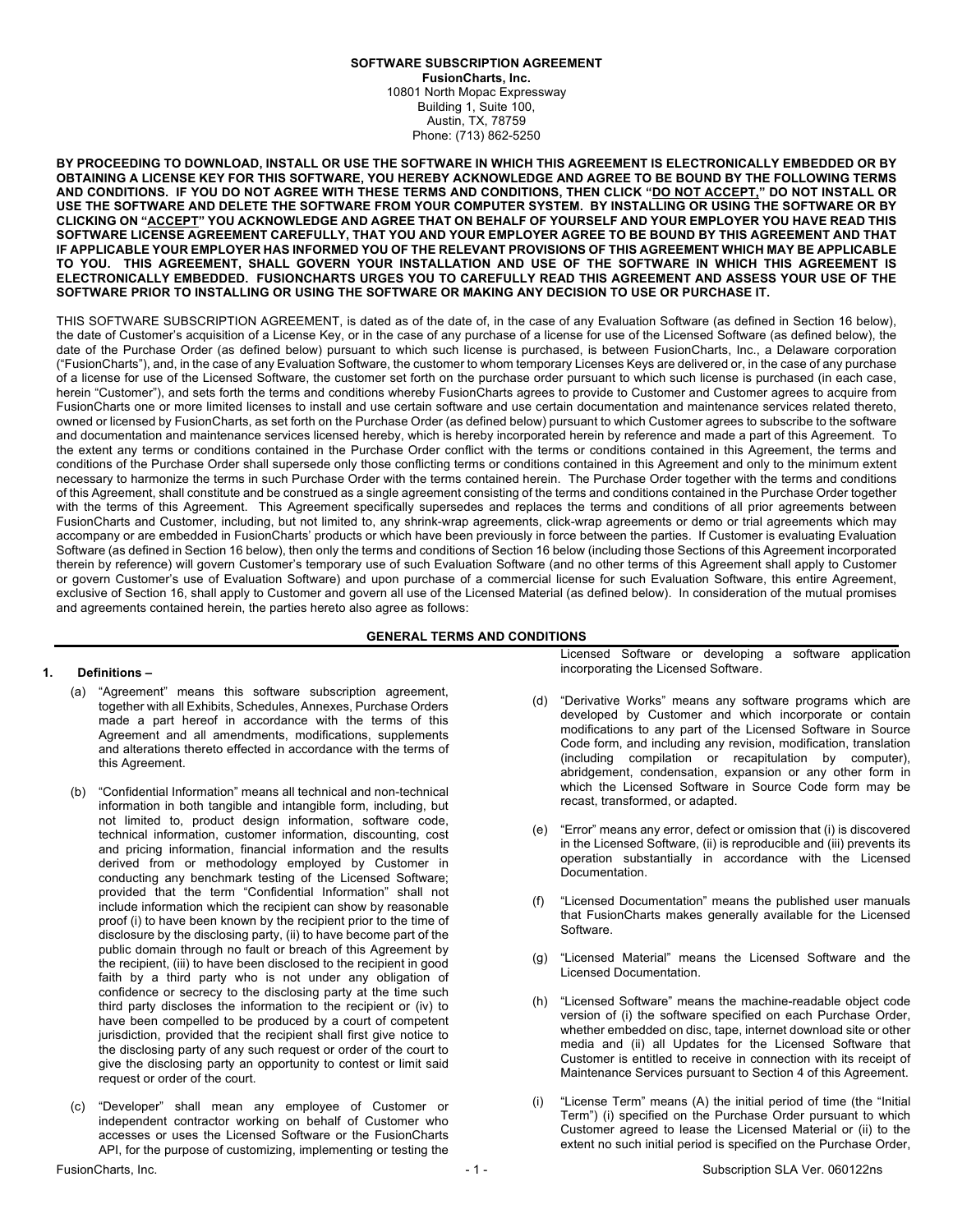**SOFTWARE SUBSCRIPTION AGREEMENT**
**FusionCharts, Inc.**
10801 North Mopac Expressway
Building 1, Suite 100,
Austin, TX, 78759
Phone: (713) 862-5250

**BY PROCEEDING TO DOWNLOAD, INSTALL OR USE THE SOFTWARE IN WHICH THIS AGREEMENT IS ELECTRONICALLY EMBEDDED OR BY OBTAINING A LICENSE KEY FOR THIS SOFTWARE, YOU HEREBY ACKNOWLEDGE AND AGREE TO BE BOUND BY THE FOLLOWING TERMS AND CONDITIONS. IF YOU DO NOT AGREE WITH THESE TERMS AND CONDITIONS, THEN CLICK "DO NOT ACCEPT," DO NOT INSTALL OR USE THE SOFTWARE AND DELETE THE SOFTWARE FROM YOUR COMPUTER SYSTEM. BY INSTALLING OR USING THE SOFTWARE OR BY CLICKING ON "ACCEPT" YOU ACKNOWLEDGE AND AGREE THAT ON BEHALF OF YOURSELF AND YOUR EMPLOYER YOU HAVE READ THIS SOFTWARE LICENSE AGREEMENT CAREFULLY, THAT YOU AND YOUR EMPLOYER AGREE TO BE BOUND BY THIS AGREEMENT AND THAT IF APPLICABLE YOUR EMPLOYER HAS INFORMED YOU OF THE RELEVANT PROVISIONS OF THIS AGREEMENT WHICH MAY BE APPLICABLE TO YOU. THIS AGREEMENT, SHALL GOVERN YOUR INSTALLATION AND USE OF THE SOFTWARE IN WHICH THIS AGREEMENT IS ELECTRONICALLY EMBEDDED. FUSIONCHARTS URGES YOU TO CAREFULLY READ THIS AGREEMENT AND ASSESS YOUR USE OF THE SOFTWARE PRIOR TO INSTALLING OR USING THE SOFTWARE OR MAKING ANY DECISION TO USE OR PURCHASE IT.**

THIS SOFTWARE SUBSCRIPTION AGREEMENT, is dated as of the date of, in the case of any Evaluation Software (as defined in Section 16 below), the date of Customer's acquisition of a License Key, or in the case of any purchase of a license for use of the Licensed Software (as defined below), the date of the Purchase Order (as defined below) pursuant to which such license is purchased, is between FusionCharts, Inc., a Delaware corporation ("FusionCharts"), and, in the case of any Evaluation Software, the customer to whom temporary Licenses Keys are delivered or, in the case of any purchase of a license for use of the Licensed Software, the customer set forth on the purchase order pursuant to which such license is purchased (in each case, herein "Customer"), and sets forth the terms and conditions whereby FusionCharts agrees to provide to Customer and Customer agrees to acquire from FusionCharts one or more limited licenses to install and use certain software and use certain documentation and maintenance services related thereto, owned or licensed by FusionCharts, as set forth on the Purchase Order (as defined below) pursuant to which Customer agrees to subscribe to the software and documentation and maintenance services licensed hereby, which is hereby incorporated herein by reference and made a part of this Agreement. To the extent any terms or conditions contained in the Purchase Order conflict with the terms or conditions contained in this Agreement, the terms and conditions of the Purchase Order shall supersede only those conflicting terms or conditions contained in this Agreement and only to the minimum extent necessary to harmonize the terms in such Purchase Order with the terms contained herein. The Purchase Order together with the terms and conditions of this Agreement, shall constitute and be construed as a single agreement consisting of the terms and conditions contained in the Purchase Order together with the terms of this Agreement. This Agreement specifically supersedes and replaces the terms and conditions of all prior agreements between FusionCharts and Customer, including, but not limited to, any shrink-wrap agreements, click-wrap agreements or demo or trial agreements which may accompany or are embedded in FusionCharts' products or which have been previously in force between the parties. If Customer is evaluating Evaluation Software (as defined in Section 16 below), then only the terms and conditions of Section 16 below (including those Sections of this Agreement incorporated therein by reference) will govern Customer's temporary use of such Evaluation Software (and no other terms of this Agreement shall apply to Customer or govern Customer's use of Evaluation Software) and upon purchase of a commercial license for such Evaluation Software, this entire Agreement, exclusive of Section 16, shall apply to Customer and govern all use of the Licensed Material (as defined below). In consideration of the mutual promises and agreements contained herein, the parties hereto also agree as follows:

## GENERAL TERMS AND CONDITIONS

### 1. Definitions –

(a) "Agreement" means this software subscription agreement, together with all Exhibits, Schedules, Annexes, Purchase Orders made a part hereof in accordance with the terms of this Agreement and all amendments, modifications, supplements and alterations thereto effected in accordance with the terms of this Agreement.

(b) "Confidential Information" means all technical and non-technical information in both tangible and intangible form, including, but not limited to, product design information, software code, technical information, customer information, discounting, cost and pricing information, financial information and the results derived from or methodology employed by Customer in conducting any benchmark testing of the Licensed Software; provided that the term "Confidential Information" shall not include information which the recipient can show by reasonable proof (i) to have been known by the recipient prior to the time of disclosure by the disclosing party, (ii) to have become part of the public domain through no fault or breach of this Agreement by the recipient, (iii) to have been disclosed to the recipient in good faith by a third party who is not under any obligation of confidence or secrecy to the disclosing party at the time such third party discloses the information to the recipient or (iv) to have been compelled to be produced by a court of competent jurisdiction, provided that the recipient shall first give notice to the disclosing party of any such request or order of the court to give the disclosing party an opportunity to contest or limit said request or order of the court.

(c) "Developer" shall mean any employee of Customer or independent contractor working on behalf of Customer who accesses or uses the Licensed Software or the FusionCharts API, for the purpose of customizing, implementing or testing the Licensed Software or developing a software application incorporating the Licensed Software.

(d) "Derivative Works" means any software programs which are developed by Customer and which incorporate or contain modifications to any part of the Licensed Software in Source Code form, and including any revision, modification, translation (including compilation or recapitulation by computer), abridgement, condensation, expansion or any other form in which the Licensed Software in Source Code form may be recast, transformed, or adapted.

(e) "Error" means any error, defect or omission that (i) is discovered in the Licensed Software, (ii) is reproducible and (iii) prevents its operation substantially in accordance with the Licensed Documentation.

(f) "Licensed Documentation" means the published user manuals that FusionCharts makes generally available for the Licensed Software.

(g) "Licensed Material" means the Licensed Software and the Licensed Documentation.

(h) "Licensed Software" means the machine-readable object code version of (i) the software specified on each Purchase Order, whether embedded on disc, tape, internet download site or other media and (ii) all Updates for the Licensed Software that Customer is entitled to receive in connection with its receipt of Maintenance Services pursuant to Section 4 of this Agreement.

(i) "License Term" means (A) the initial period of time (the "Initial Term") (i) specified on the Purchase Order pursuant to which Customer agreed to lease the Licensed Material or (ii) to the extent no such initial period is specified on the Purchase Order,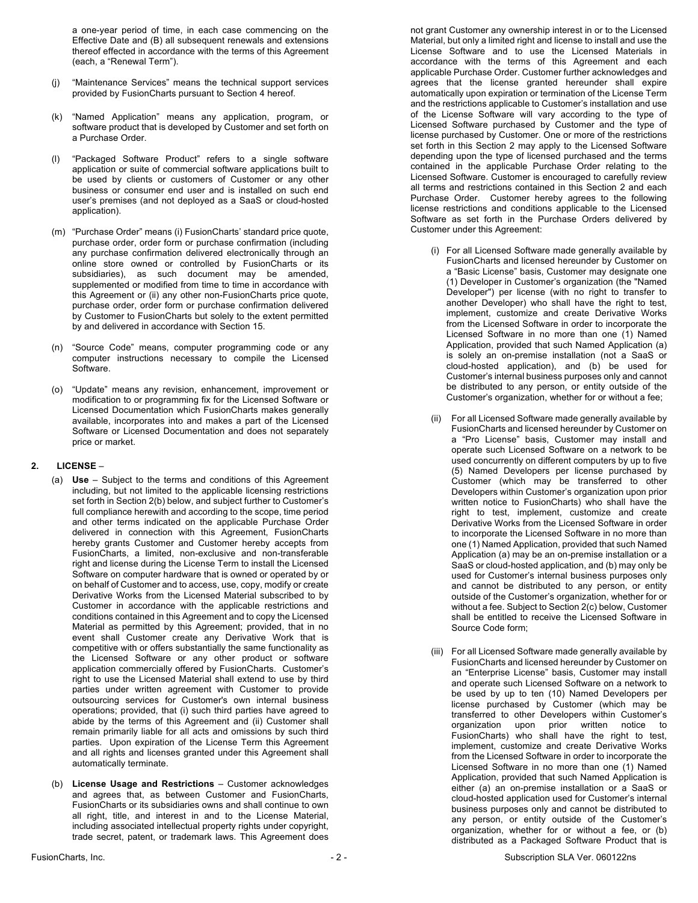a one-year period of time, in each case commencing on the Effective Date and (B) all subsequent renewals and extensions thereof effected in accordance with the terms of this Agreement (each, a "Renewal Term").

(j) "Maintenance Services" means the technical support services provided by FusionCharts pursuant to Section 4 hereof.

(k) "Named Application" means any application, program, or software product that is developed by Customer and set forth on a Purchase Order.

(l) "Packaged Software Product" refers to a single software application or suite of commercial software applications built to be used by clients or customers of Customer or any other business or consumer end user and is installed on such end user's premises (and not deployed as a SaaS or cloud-hosted application).

(m) "Purchase Order" means (i) FusionCharts' standard price quote, purchase order, order form or purchase confirmation (including any purchase confirmation delivered electronically through an online store owned or controlled by FusionCharts or its subsidiaries), as such document may be amended, supplemented or modified from time to time in accordance with this Agreement or (ii) any other non-FusionCharts price quote, purchase order, order form or purchase confirmation delivered by Customer to FusionCharts but solely to the extent permitted by and delivered in accordance with Section 15.

(n) "Source Code" means, computer programming code or any computer instructions necessary to compile the Licensed Software.

(o) "Update" means any revision, enhancement, improvement or modification to or programming fix for the Licensed Software or Licensed Documentation which FusionCharts makes generally available, incorporates into and makes a part of the Licensed Software or Licensed Documentation and does not separately price or market.

## 2. LICENSE –

(a) **Use** – Subject to the terms and conditions of this Agreement including, but not limited to the applicable licensing restrictions set forth in Section 2(b) below, and subject further to Customer's full compliance herewith and according to the scope, time period and other terms indicated on the applicable Purchase Order delivered in connection with this Agreement, FusionCharts hereby grants Customer and Customer hereby accepts from FusionCharts, a limited, non-exclusive and non-transferable right and license during the License Term to install the Licensed Software on computer hardware that is owned or operated by or on behalf of Customer and to access, use, copy, modify or create Derivative Works from the Licensed Material subscribed to by Customer in accordance with the applicable restrictions and conditions contained in this Agreement and to copy the Licensed Material as permitted by this Agreement; provided, that in no event shall Customer create any Derivative Work that is competitive with or offers substantially the same functionality as the Licensed Software or any other product or software application commercially offered by FusionCharts. Customer's right to use the Licensed Material shall extend to use by third parties under written agreement with Customer to provide outsourcing services for Customer's own internal business operations; provided, that (i) such third parties have agreed to abide by the terms of this Agreement and (ii) Customer shall remain primarily liable for all acts and omissions by such third parties. Upon expiration of the License Term this Agreement and all rights and licenses granted under this Agreement shall automatically terminate.

(b) **License Usage and Restrictions** – Customer acknowledges and agrees that, as between Customer and FusionCharts, FusionCharts or its subsidiaries owns and shall continue to own all right, title, and interest in and to the License Material, including associated intellectual property rights under copyright, trade secret, patent, or trademark laws. This Agreement does not grant Customer any ownership interest in or to the Licensed Material, but only a limited right and license to install and use the License Software and to use the Licensed Materials in accordance with the terms of this Agreement and each applicable Purchase Order. Customer further acknowledges and agrees that the license granted hereunder shall expire automatically upon expiration or termination of the License Term and the restrictions applicable to Customer's installation and use of the License Software will vary according to the type of Licensed Software purchased by Customer and the type of license purchased by Customer. One or more of the restrictions set forth in this Section 2 may apply to the Licensed Software depending upon the type of licensed purchased and the terms contained in the applicable Purchase Order relating to the Licensed Software. Customer is encouraged to carefully review all terms and restrictions contained in this Section 2 and each Purchase Order. Customer hereby agrees to the following license restrictions and conditions applicable to the Licensed Software as set forth in the Purchase Orders delivered by Customer under this Agreement:

(i) For all Licensed Software made generally available by FusionCharts and licensed hereunder by Customer on a "Basic License" basis, Customer may designate one (1) Developer in Customer's organization (the "Named Developer") per license (with no right to transfer to another Developer) who shall have the right to test, implement, customize and create Derivative Works from the Licensed Software in order to incorporate the Licensed Software in no more than one (1) Named Application, provided that such Named Application (a) is solely an on-premise installation (not a SaaS or cloud-hosted application), and (b) be used for Customer's internal business purposes only and cannot be distributed to any person, or entity outside of the Customer's organization, whether for or without a fee;

(ii) For all Licensed Software made generally available by FusionCharts and licensed hereunder by Customer on a "Pro License" basis, Customer may install and operate such Licensed Software on a network to be used concurrently on different computers by up to five (5) Named Developers per license purchased by Customer (which may be transferred to other Developers within Customer's organization upon prior written notice to FusionCharts) who shall have the right to test, implement, customize and create Derivative Works from the Licensed Software in order to incorporate the Licensed Software in no more than one (1) Named Application, provided that such Named Application (a) may be an on-premise installation or a SaaS or cloud-hosted application, and (b) may only be used for Customer's internal business purposes only and cannot be distributed to any person, or entity outside of the Customer's organization, whether for or without a fee. Subject to Section 2(c) below, Customer shall be entitled to receive the Licensed Software in Source Code form;

(iii) For all Licensed Software made generally available by FusionCharts and licensed hereunder by Customer on an "Enterprise License" basis, Customer may install and operate such Licensed Software on a network to be used by up to ten (10) Named Developers per license purchased by Customer (which may be transferred to other Developers within Customer's organization upon prior written notice to FusionCharts) who shall have the right to test, implement, customize and create Derivative Works from the Licensed Software in order to incorporate the Licensed Software in no more than one (1) Named Application, provided that such Named Application is either (a) an on-premise installation or a SaaS or cloud-hosted application used for Customer's internal business purposes only and cannot be distributed to any person, or entity outside of the Customer's organization, whether for or without a fee, or (b) distributed as a Packaged Software Product that is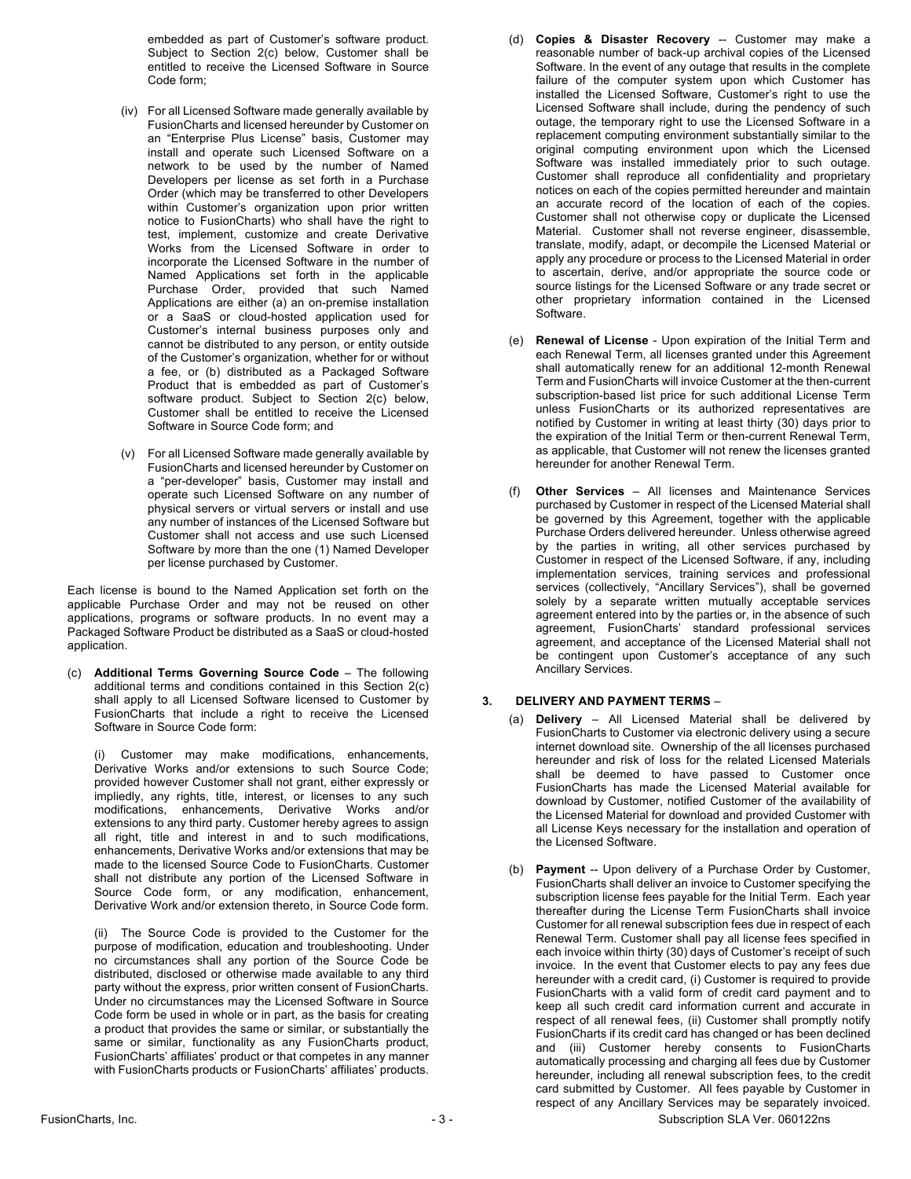embedded as part of Customer's software product. Subject to Section 2(c) below, Customer shall be entitled to receive the Licensed Software in Source Code form;

(iv) For all Licensed Software made generally available by FusionCharts and licensed hereunder by Customer on an "Enterprise Plus License" basis, Customer may install and operate such Licensed Software on a network to be used by the number of Named Developers per license as set forth in a Purchase Order (which may be transferred to other Developers within Customer's organization upon prior written notice to FusionCharts) who shall have the right to test, implement, customize and create Derivative Works from the Licensed Software in order to incorporate the Licensed Software in the number of Named Applications set forth in the applicable Purchase Order, provided that such Named Applications are either (a) an on-premise installation or a SaaS or cloud-hosted application used for Customer's internal business purposes only and cannot be distributed to any person, or entity outside of the Customer's organization, whether for or without a fee, or (b) distributed as a Packaged Software Product that is embedded as part of Customer's software product. Subject to Section 2(c) below, Customer shall be entitled to receive the Licensed Software in Source Code form; and

(v) For all Licensed Software made generally available by FusionCharts and licensed hereunder by Customer on a "per-developer" basis, Customer may install and operate such Licensed Software on any number of physical servers or virtual servers or install and use any number of instances of the Licensed Software but Customer shall not access and use such Licensed Software by more than the one (1) Named Developer per license purchased by Customer.

Each license is bound to the Named Application set forth on the applicable Purchase Order and may not be reused on other applications, programs or software products. In no event may a Packaged Software Product be distributed as a SaaS or cloud-hosted application.

(c) **Additional Terms Governing Source Code** – The following additional terms and conditions contained in this Section 2(c) shall apply to all Licensed Software licensed to Customer by FusionCharts that include a right to receive the Licensed Software in Source Code form:

(i) Customer may make modifications, enhancements, Derivative Works and/or extensions to such Source Code; provided however Customer shall not grant, either expressly or impliedly, any rights, title, interest, or licenses to any such modifications, enhancements, Derivative Works and/or extensions to any third party. Customer hereby agrees to assign all right, title and interest in and to such modifications, enhancements, Derivative Works and/or extensions that may be made to the licensed Source Code to FusionCharts. Customer shall not distribute any portion of the Licensed Software in Source Code form, or any modification, enhancement, Derivative Work and/or extension thereto, in Source Code form.

(ii) The Source Code is provided to the Customer for the purpose of modification, education and troubleshooting. Under no circumstances shall any portion of the Source Code be distributed, disclosed or otherwise made available to any third party without the express, prior written consent of FusionCharts. Under no circumstances may the Licensed Software in Source Code form be used in whole or in part, as the basis for creating a product that provides the same or similar, or substantially the same or similar, functionality as any FusionCharts product, FusionCharts' affiliates' product or that competes in any manner with FusionCharts products or FusionCharts' affiliates' products.

(d) **Copies & Disaster Recovery** -- Customer may make a reasonable number of back-up archival copies of the Licensed Software. In the event of any outage that results in the complete failure of the computer system upon which Customer has installed the Licensed Software, Customer's right to use the Licensed Software shall include, during the pendency of such outage, the temporary right to use the Licensed Software in a replacement computing environment substantially similar to the original computing environment upon which the Licensed Software was installed immediately prior to such outage. Customer shall reproduce all confidentiality and proprietary notices on each of the copies permitted hereunder and maintain an accurate record of the location of each of the copies. Customer shall not otherwise copy or duplicate the Licensed Material. Customer shall not reverse engineer, disassemble, translate, modify, adapt, or decompile the Licensed Material or apply any procedure or process to the Licensed Material in order to ascertain, derive, and/or appropriate the source code or source listings for the Licensed Software or any trade secret or other proprietary information contained in the Licensed Software.

(e) **Renewal of License** - Upon expiration of the Initial Term and each Renewal Term, all licenses granted under this Agreement shall automatically renew for an additional 12-month Renewal Term and FusionCharts will invoice Customer at the then-current subscription-based list price for such additional License Term unless FusionCharts or its authorized representatives are notified by Customer in writing at least thirty (30) days prior to the expiration of the Initial Term or then-current Renewal Term, as applicable, that Customer will not renew the licenses granted hereunder for another Renewal Term.

(f) **Other Services** – All licenses and Maintenance Services purchased by Customer in respect of the Licensed Material shall be governed by this Agreement, together with the applicable Purchase Orders delivered hereunder. Unless otherwise agreed by the parties in writing, all other services purchased by Customer in respect of the Licensed Software, if any, including implementation services, training services and professional services (collectively, "Ancillary Services"), shall be governed solely by a separate written mutually acceptable services agreement entered into by the parties or, in the absence of such agreement, FusionCharts' standard professional services agreement, and acceptance of the Licensed Material shall not be contingent upon Customer's acceptance of any such Ancillary Services.

## 3. DELIVERY AND PAYMENT TERMS –

(a) **Delivery** – All Licensed Material shall be delivered by FusionCharts to Customer via electronic delivery using a secure internet download site. Ownership of the all licenses purchased hereunder and risk of loss for the related Licensed Materials shall be deemed to have passed to Customer once FusionCharts has made the Licensed Material available for download by Customer, notified Customer of the availability of the Licensed Material for download and provided Customer with all License Keys necessary for the installation and operation of the Licensed Software.

(b) **Payment** -- Upon delivery of a Purchase Order by Customer, FusionCharts shall deliver an invoice to Customer specifying the subscription license fees payable for the Initial Term. Each year thereafter during the License Term FusionCharts shall invoice Customer for all renewal subscription fees due in respect of each Renewal Term. Customer shall pay all license fees specified in each invoice within thirty (30) days of Customer's receipt of such invoice. In the event that Customer elects to pay any fees due hereunder with a credit card, (i) Customer is required to provide FusionCharts with a valid form of credit card payment and to keep all such credit card information current and accurate in respect of all renewal fees, (ii) Customer shall promptly notify FusionCharts if its credit card has changed or has been declined and (iii) Customer hereby consents to FusionCharts automatically processing and charging all fees due by Customer hereunder, including all renewal subscription fees, to the credit card submitted by Customer. All fees payable by Customer in respect of any Ancillary Services may be separately invoiced.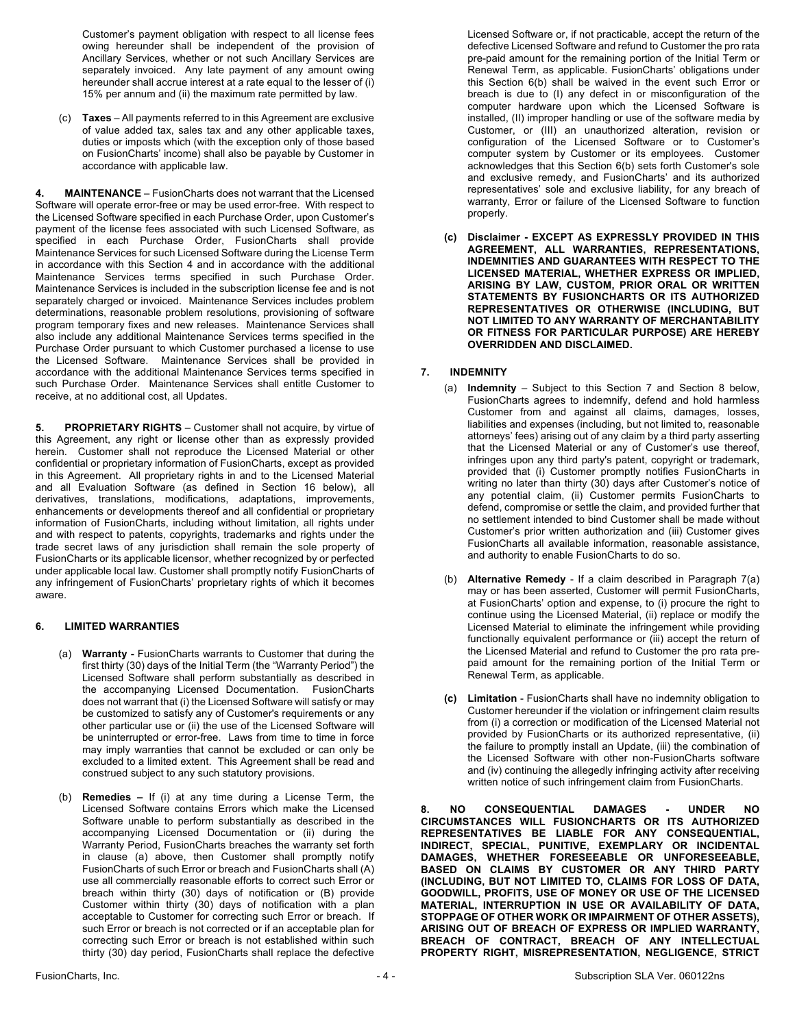Customer's payment obligation with respect to all license fees owing hereunder shall be independent of the provision of Ancillary Services, whether or not such Ancillary Services are separately invoiced. Any late payment of any amount owing hereunder shall accrue interest at a rate equal to the lesser of (i) 15% per annum and (ii) the maximum rate permitted by law.

(c) **Taxes** – All payments referred to in this Agreement are exclusive of value added tax, sales tax and any other applicable taxes, duties or imposts which (with the exception only of those based on FusionCharts' income) shall also be payable by Customer in accordance with applicable law.

**4. MAINTENANCE** – FusionCharts does not warrant that the Licensed Software will operate error-free or may be used error-free. With respect to the Licensed Software specified in each Purchase Order, upon Customer's payment of the license fees associated with such Licensed Software, as specified in each Purchase Order, FusionCharts shall provide Maintenance Services for such Licensed Software during the License Term in accordance with this Section 4 and in accordance with the additional Maintenance Services terms specified in such Purchase Order. Maintenance Services is included in the subscription license fee and is not separately charged or invoiced. Maintenance Services includes problem determinations, reasonable problem resolutions, provisioning of software program temporary fixes and new releases. Maintenance Services shall also include any additional Maintenance Services terms specified in the Purchase Order pursuant to which Customer purchased a license to use the Licensed Software. Maintenance Services shall be provided in accordance with the additional Maintenance Services terms specified in such Purchase Order. Maintenance Services shall entitle Customer to receive, at no additional cost, all Updates.

**5. PROPRIETARY RIGHTS** – Customer shall not acquire, by virtue of this Agreement, any right or license other than as expressly provided herein. Customer shall not reproduce the Licensed Material or other confidential or proprietary information of FusionCharts, except as provided in this Agreement. All proprietary rights in and to the Licensed Material and all Evaluation Software (as defined in Section 16 below), all derivatives, translations, modifications, adaptations, improvements, enhancements or developments thereof and all confidential or proprietary information of FusionCharts, including without limitation, all rights under and with respect to patents, copyrights, trademarks and rights under the trade secret laws of any jurisdiction shall remain the sole property of FusionCharts or its applicable licensor, whether recognized by or perfected under applicable local law. Customer shall promptly notify FusionCharts of any infringement of FusionCharts' proprietary rights of which it becomes aware.

**6. LIMITED WARRANTIES**

(a) **Warranty -** FusionCharts warrants to Customer that during the first thirty (30) days of the Initial Term (the "Warranty Period") the Licensed Software shall perform substantially as described in the accompanying Licensed Documentation. FusionCharts does not warrant that (i) the Licensed Software will satisfy or may be customized to satisfy any of Customer's requirements or any other particular use or (ii) the use of the Licensed Software will be uninterrupted or error-free. Laws from time to time in force may imply warranties that cannot be excluded or can only be excluded to a limited extent. This Agreement shall be read and construed subject to any such statutory provisions.

(b) **Remedies –** If (i) at any time during a License Term, the Licensed Software contains Errors which make the Licensed Software unable to perform substantially as described in the accompanying Licensed Documentation or (ii) during the Warranty Period, FusionCharts breaches the warranty set forth in clause (a) above, then Customer shall promptly notify FusionCharts of such Error or breach and FusionCharts shall (A) use all commercially reasonable efforts to correct such Error or breach within thirty (30) days of notification or (B) provide Customer within thirty (30) days of notification with a plan acceptable to Customer for correcting such Error or breach. If such Error or breach is not corrected or if an acceptable plan for correcting such Error or breach is not established within such thirty (30) day period, FusionCharts shall replace the defective Licensed Software or, if not practicable, accept the return of the defective Licensed Software and refund to Customer the pro rata pre-paid amount for the remaining portion of the Initial Term or Renewal Term, as applicable. FusionCharts' obligations under this Section 6(b) shall be waived in the event such Error or breach is due to (I) any defect in or misconfiguration of the computer hardware upon which the Licensed Software is installed, (II) improper handling or use of the software media by Customer, or (III) an unauthorized alteration, revision or configuration of the Licensed Software or to Customer's computer system by Customer or its employees. Customer acknowledges that this Section 6(b) sets forth Customer's sole and exclusive remedy, and FusionCharts' and its authorized representatives' sole and exclusive liability, for any breach of warranty, Error or failure of the Licensed Software to function properly.

**(c) Disclaimer - EXCEPT AS EXPRESSLY PROVIDED IN THIS AGREEMENT, ALL WARRANTIES, REPRESENTATIONS, INDEMNITIES AND GUARANTEES WITH RESPECT TO THE LICENSED MATERIAL, WHETHER EXPRESS OR IMPLIED, ARISING BY LAW, CUSTOM, PRIOR ORAL OR WRITTEN STATEMENTS BY FUSIONCHARTS OR ITS AUTHORIZED REPRESENTATIVES OR OTHERWISE (INCLUDING, BUT NOT LIMITED TO ANY WARRANTY OF MERCHANTABILITY OR FITNESS FOR PARTICULAR PURPOSE) ARE HEREBY OVERRIDDEN AND DISCLAIMED.**

**7. INDEMNITY**

(a) **Indemnity** – Subject to this Section 7 and Section 8 below, FusionCharts agrees to indemnify, defend and hold harmless Customer from and against all claims, damages, losses, liabilities and expenses (including, but not limited to, reasonable attorneys' fees) arising out of any claim by a third party asserting that the Licensed Material or any of Customer's use thereof, infringes upon any third party's patent, copyright or trademark, provided that (i) Customer promptly notifies FusionCharts in writing no later than thirty (30) days after Customer's notice of any potential claim, (ii) Customer permits FusionCharts to defend, compromise or settle the claim, and provided further that no settlement intended to bind Customer shall be made without Customer's prior written authorization and (iii) Customer gives FusionCharts all available information, reasonable assistance, and authority to enable FusionCharts to do so.

(b) **Alternative Remedy** - If a claim described in Paragraph 7(a) may or has been asserted, Customer will permit FusionCharts, at FusionCharts' option and expense, to (i) procure the right to continue using the Licensed Material, (ii) replace or modify the Licensed Material to eliminate the infringement while providing functionally equivalent performance or (iii) accept the return of the Licensed Material and refund to Customer the pro rata pre-paid amount for the remaining portion of the Initial Term or Renewal Term, as applicable.

**(c) Limitation** - FusionCharts shall have no indemnity obligation to Customer hereunder if the violation or infringement claim results from (i) a correction or modification of the Licensed Material not provided by FusionCharts or its authorized representative, (ii) the failure to promptly install an Update, (iii) the combination of the Licensed Software with other non-FusionCharts software and (iv) continuing the allegedly infringing activity after receiving written notice of such infringement claim from FusionCharts.

**8. NO CONSEQUENTIAL DAMAGES - UNDER NO CIRCUMSTANCES WILL FUSIONCHARTS OR ITS AUTHORIZED REPRESENTATIVES BE LIABLE FOR ANY CONSEQUENTIAL, INDIRECT, SPECIAL, PUNITIVE, EXEMPLARY OR INCIDENTAL DAMAGES, WHETHER FORESEEABLE OR UNFORESEEABLE, BASED ON CLAIMS BY CUSTOMER OR ANY THIRD PARTY (INCLUDING, BUT NOT LIMITED TO, CLAIMS FOR LOSS OF DATA, GOODWILL, PROFITS, USE OF MONEY OR USE OF THE LICENSED MATERIAL, INTERRUPTION IN USE OR AVAILABILITY OF DATA, STOPPAGE OF OTHER WORK OR IMPAIRMENT OF OTHER ASSETS), ARISING OUT OF BREACH OF EXPRESS OR IMPLIED WARRANTY, BREACH OF CONTRACT, BREACH OF ANY INTELLECTUAL PROPERTY RIGHT, MISREPRESENTATION, NEGLIGENCE, STRICT**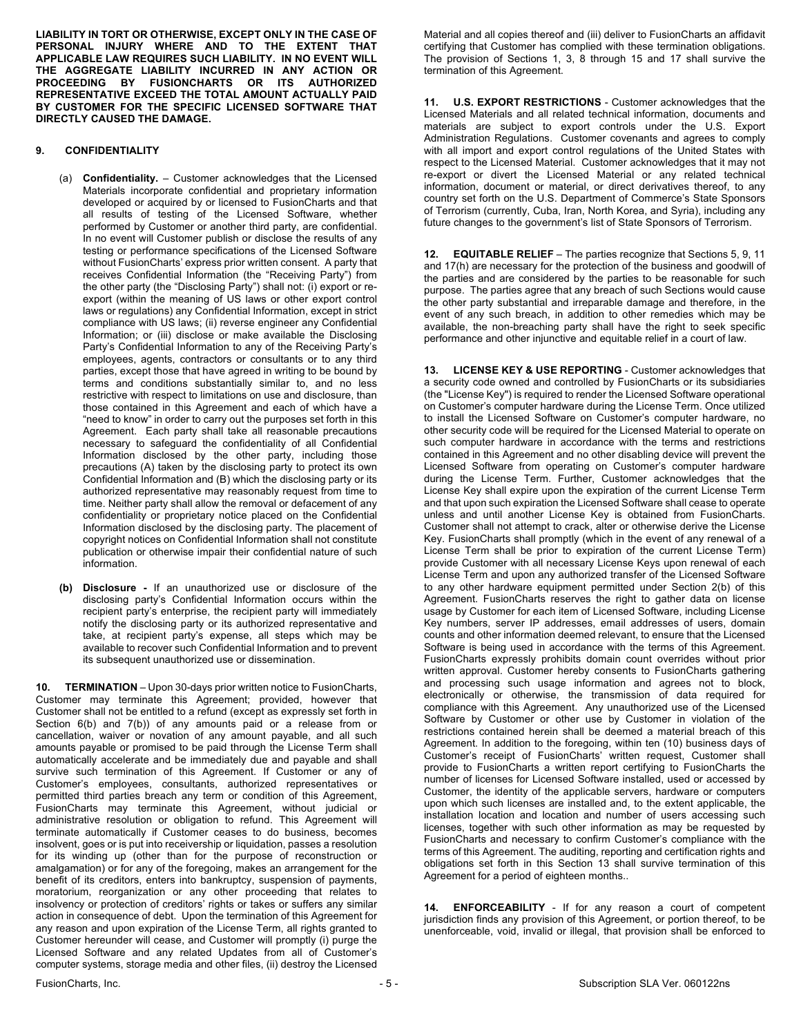**LIABILITY IN TORT OR OTHERWISE, EXCEPT ONLY IN THE CASE OF PERSONAL INJURY WHERE AND TO THE EXTENT THAT APPLICABLE LAW REQUIRES SUCH LIABILITY. IN NO EVENT WILL THE AGGREGATE LIABILITY INCURRED IN ANY ACTION OR PROCEEDING BY FUSIONCHARTS OR ITS AUTHORIZED REPRESENTATIVE EXCEED THE TOTAL AMOUNT ACTUALLY PAID BY CUSTOMER FOR THE SPECIFIC LICENSED SOFTWARE THAT DIRECTLY CAUSED THE DAMAGE.**

**9. CONFIDENTIALITY**

(a) **Confidentiality.** – Customer acknowledges that the Licensed Materials incorporate confidential and proprietary information developed or acquired by or licensed to FusionCharts and that all results of testing of the Licensed Software, whether performed by Customer or another third party, are confidential. In no event will Customer publish or disclose the results of any testing or performance specifications of the Licensed Software without FusionCharts' express prior written consent. A party that receives Confidential Information (the "Receiving Party") from the other party (the "Disclosing Party") shall not: (i) export or re-export (within the meaning of US laws or other export control laws or regulations) any Confidential Information, except in strict compliance with US laws; (ii) reverse engineer any Confidential Information; or (iii) disclose or make available the Disclosing Party's Confidential Information to any of the Receiving Party's employees, agents, contractors or consultants or to any third parties, except those that have agreed in writing to be bound by terms and conditions substantially similar to, and no less restrictive with respect to limitations on use and disclosure, than those contained in this Agreement and each of which have a "need to know" in order to carry out the purposes set forth in this Agreement. Each party shall take all reasonable precautions necessary to safeguard the confidentiality of all Confidential Information disclosed by the other party, including those precautions (A) taken by the disclosing party to protect its own Confidential Information and (B) which the disclosing party or its authorized representative may reasonably request from time to time. Neither party shall allow the removal or defacement of any confidentiality or proprietary notice placed on the Confidential Information disclosed by the disclosing party. The placement of copyright notices on Confidential Information shall not constitute publication or otherwise impair their confidential nature of such information.

**(b) Disclosure -** If an unauthorized use or disclosure of the disclosing party's Confidential Information occurs within the recipient party's enterprise, the recipient party will immediately notify the disclosing party or its authorized representative and take, at recipient party's expense, all steps which may be available to recover such Confidential Information and to prevent its subsequent unauthorized use or dissemination.

**10. TERMINATION** – Upon 30-days prior written notice to FusionCharts, Customer may terminate this Agreement; provided, however that Customer shall not be entitled to a refund (except as expressly set forth in Section 6(b) and 7(b)) of any amounts paid or a release from or cancellation, waiver or novation of any amount payable, and all such amounts payable or promised to be paid through the License Term shall automatically accelerate and be immediately due and payable and shall survive such termination of this Agreement. If Customer or any of Customer's employees, consultants, authorized representatives or permitted third parties breach any term or condition of this Agreement, FusionCharts may terminate this Agreement, without judicial or administrative resolution or obligation to refund. This Agreement will terminate automatically if Customer ceases to do business, becomes insolvent, goes or is put into receivership or liquidation, passes a resolution for its winding up (other than for the purpose of reconstruction or amalgamation) or for any of the foregoing, makes an arrangement for the benefit of its creditors, enters into bankruptcy, suspension of payments, moratorium, reorganization or any other proceeding that relates to insolvency or protection of creditors' rights or takes or suffers any similar action in consequence of debt. Upon the termination of this Agreement for any reason and upon expiration of the License Term, all rights granted to Customer hereunder will cease, and Customer will promptly (i) purge the Licensed Software and any related Updates from all of Customer's computer systems, storage media and other files, (ii) destroy the Licensed Material and all copies thereof and (iii) deliver to FusionCharts an affidavit certifying that Customer has complied with these termination obligations. The provision of Sections 1, 3, 8 through 15 and 17 shall survive the termination of this Agreement.

**11. U.S. EXPORT RESTRICTIONS** - Customer acknowledges that the Licensed Materials and all related technical information, documents and materials are subject to export controls under the U.S. Export Administration Regulations. Customer covenants and agrees to comply with all import and export control regulations of the United States with respect to the Licensed Material. Customer acknowledges that it may not re-export or divert the Licensed Material or any related technical information, document or material, or direct derivatives thereof, to any country set forth on the U.S. Department of Commerce's State Sponsors of Terrorism (currently, Cuba, Iran, North Korea, and Syria), including any future changes to the government's list of State Sponsors of Terrorism.

**12. EQUITABLE RELIEF** – The parties recognize that Sections 5, 9, 11 and 17(h) are necessary for the protection of the business and goodwill of the parties and are considered by the parties to be reasonable for such purpose. The parties agree that any breach of such Sections would cause the other party substantial and irreparable damage and therefore, in the event of any such breach, in addition to other remedies which may be available, the non-breaching party shall have the right to seek specific performance and other injunctive and equitable relief in a court of law.

**13. LICENSE KEY & USE REPORTING** - Customer acknowledges that a security code owned and controlled by FusionCharts or its subsidiaries (the "License Key") is required to render the Licensed Software operational on Customer's computer hardware during the License Term. Once utilized to install the Licensed Software on Customer's computer hardware, no other security code will be required for the Licensed Material to operate on such computer hardware in accordance with the terms and restrictions contained in this Agreement and no other disabling device will prevent the Licensed Software from operating on Customer's computer hardware during the License Term. Further, Customer acknowledges that the License Key shall expire upon the expiration of the current License Term and that upon such expiration the Licensed Software shall cease to operate unless and until another License Key is obtained from FusionCharts. Customer shall not attempt to crack, alter or otherwise derive the License Key. FusionCharts shall promptly (which in the event of any renewal of a License Term shall be prior to expiration of the current License Term) provide Customer with all necessary License Keys upon renewal of each License Term and upon any authorized transfer of the Licensed Software to any other hardware equipment permitted under Section 2(b) of this Agreement. FusionCharts reserves the right to gather data on license usage by Customer for each item of Licensed Software, including License Key numbers, server IP addresses, email addresses of users, domain counts and other information deemed relevant, to ensure that the Licensed Software is being used in accordance with the terms of this Agreement. FusionCharts expressly prohibits domain count overrides without prior written approval. Customer hereby consents to FusionCharts gathering and processing such usage information and agrees not to block, electronically or otherwise, the transmission of data required for compliance with this Agreement. Any unauthorized use of the Licensed Software by Customer or other use by Customer in violation of the restrictions contained herein shall be deemed a material breach of this Agreement. In addition to the foregoing, within ten (10) business days of Customer's receipt of FusionCharts' written request, Customer shall provide to FusionCharts a written report certifying to FusionCharts the number of licenses for Licensed Software installed, used or accessed by Customer, the identity of the applicable servers, hardware or computers upon which such licenses are installed and, to the extent applicable, the installation location and location and number of users accessing such licenses, together with such other information as may be requested by FusionCharts and necessary to confirm Customer's compliance with the terms of this Agreement. The auditing, reporting and certification rights and obligations set forth in this Section 13 shall survive termination of this Agreement for a period of eighteen months..

**14. ENFORCEABILITY** - If for any reason a court of competent jurisdiction finds any provision of this Agreement, or portion thereof, to be unenforceable, void, invalid or illegal, that provision shall be enforced to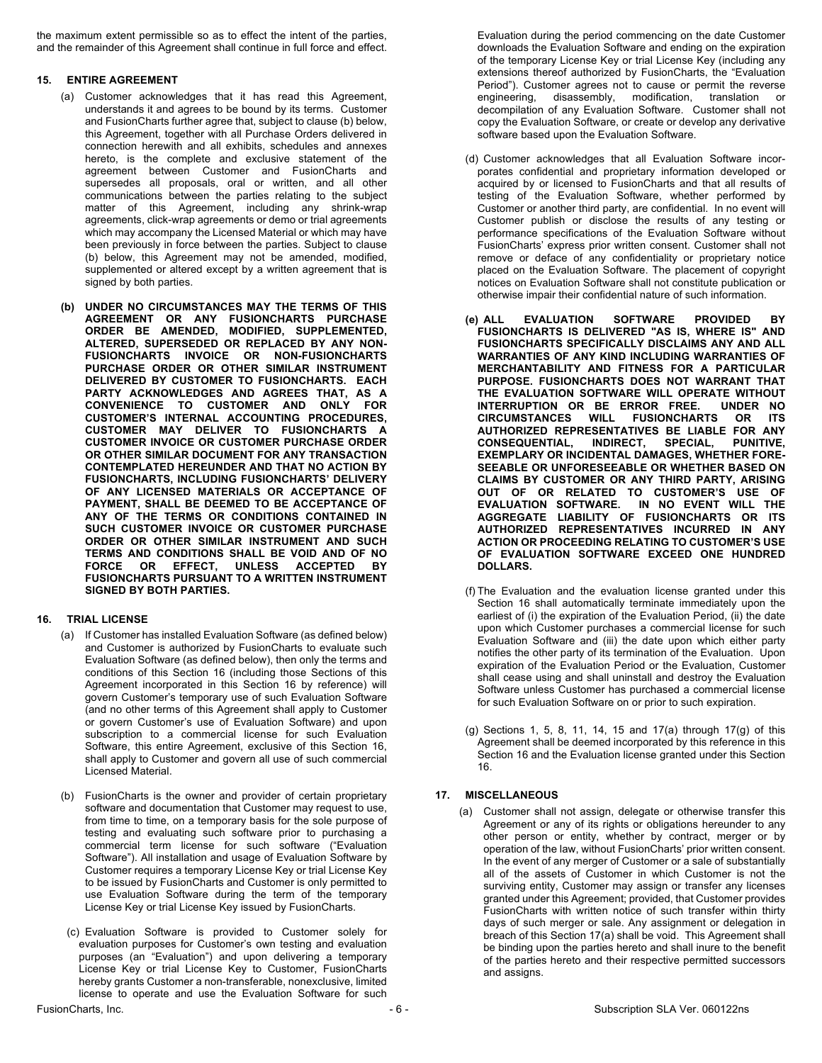the maximum extent permissible so as to effect the intent of the parties, and the remainder of this Agreement shall continue in full force and effect.

## 15. ENTIRE AGREEMENT

(a) Customer acknowledges that it has read this Agreement, understands it and agrees to be bound by its terms. Customer and FusionCharts further agree that, subject to clause (b) below, this Agreement, together with all Purchase Orders delivered in connection herewith and all exhibits, schedules and annexes hereto, is the complete and exclusive statement of the agreement between Customer and FusionCharts and supersedes all proposals, oral or written, and all other communications between the parties relating to the subject matter of this Agreement, including any shrink-wrap agreements, click-wrap agreements or demo or trial agreements which may accompany the Licensed Material or which may have been previously in force between the parties. Subject to clause (b) below, this Agreement may not be amended, modified, supplemented or altered except by a written agreement that is signed by both parties.

**(b) UNDER NO CIRCUMSTANCES MAY THE TERMS OF THIS AGREEMENT OR ANY FUSIONCHARTS PURCHASE ORDER BE AMENDED, MODIFIED, SUPPLEMENTED, ALTERED, SUPERSEDED OR REPLACED BY ANY NON-FUSIONCHARTS INVOICE OR NON-FUSIONCHARTS PURCHASE ORDER OR OTHER SIMILAR INSTRUMENT DELIVERED BY CUSTOMER TO FUSIONCHARTS. EACH PARTY ACKNOWLEDGES AND AGREES THAT, AS A CONVENIENCE TO CUSTOMER AND ONLY FOR CUSTOMER'S INTERNAL ACCOUNTING PROCEDURES, CUSTOMER MAY DELIVER TO FUSIONCHARTS A CUSTOMER INVOICE OR CUSTOMER PURCHASE ORDER OR OTHER SIMILAR DOCUMENT FOR ANY TRANSACTION CONTEMPLATED HEREUNDER AND THAT NO ACTION BY FUSIONCHARTS, INCLUDING FUSIONCHARTS' DELIVERY OF ANY LICENSED MATERIALS OR ACCEPTANCE OF PAYMENT, SHALL BE DEEMED TO BE ACCEPTANCE OF ANY OF THE TERMS OR CONDITIONS CONTAINED IN SUCH CUSTOMER INVOICE OR CUSTOMER PURCHASE ORDER OR OTHER SIMILAR INSTRUMENT AND SUCH TERMS AND CONDITIONS SHALL BE VOID AND OF NO FORCE OR EFFECT, UNLESS ACCEPTED BY FUSIONCHARTS PURSUANT TO A WRITTEN INSTRUMENT SIGNED BY BOTH PARTIES.**

## 16. TRIAL LICENSE

(a) If Customer has installed Evaluation Software (as defined below) and Customer is authorized by FusionCharts to evaluate such Evaluation Software (as defined below), then only the terms and conditions of this Section 16 (including those Sections of this Agreement incorporated in this Section 16 by reference) will govern Customer's temporary use of such Evaluation Software (and no other terms of this Agreement shall apply to Customer or govern Customer's use of Evaluation Software) and upon subscription to a commercial license for such Evaluation Software, this entire Agreement, exclusive of this Section 16, shall apply to Customer and govern all use of such commercial Licensed Material.

(b) FusionCharts is the owner and provider of certain proprietary software and documentation that Customer may request to use, from time to time, on a temporary basis for the sole purpose of testing and evaluating such software prior to purchasing a commercial term license for such software ("Evaluation Software"). All installation and usage of Evaluation Software by Customer requires a temporary License Key or trial License Key to be issued by FusionCharts and Customer is only permitted to use Evaluation Software during the term of the temporary License Key or trial License Key issued by FusionCharts.

(c) Evaluation Software is provided to Customer solely for evaluation purposes for Customer's own testing and evaluation purposes (an "Evaluation") and upon delivering a temporary License Key or trial License Key to Customer, FusionCharts hereby grants Customer a non-transferable, nonexclusive, limited license to operate and use the Evaluation Software for such Evaluation during the period commencing on the date Customer downloads the Evaluation Software and ending on the expiration of the temporary License Key or trial License Key (including any extensions thereof authorized by FusionCharts, the "Evaluation Period"). Customer agrees not to cause or permit the reverse engineering, disassembly, modification, translation or decompilation of any Evaluation Software. Customer shall not copy the Evaluation Software, or create or develop any derivative software based upon the Evaluation Software.

(d) Customer acknowledges that all Evaluation Software incorporates confidential and proprietary information developed or acquired by or licensed to FusionCharts and that all results of testing of the Evaluation Software, whether performed by Customer or another third party, are confidential. In no event will Customer publish or disclose the results of any testing or performance specifications of the Evaluation Software without FusionCharts' express prior written consent. Customer shall not remove or deface of any confidentiality or proprietary notice placed on the Evaluation Software. The placement of copyright notices on Evaluation Software shall not constitute publication or otherwise impair their confidential nature of such information.

**(e) ALL EVALUATION SOFTWARE PROVIDED BY FUSIONCHARTS IS DELIVERED "AS IS, WHERE IS" AND FUSIONCHARTS SPECIFICALLY DISCLAIMS ANY AND ALL WARRANTIES OF ANY KIND INCLUDING WARRANTIES OF MERCHANTABILITY AND FITNESS FOR A PARTICULAR PURPOSE. FUSIONCHARTS DOES NOT WARRANT THAT THE EVALUATION SOFTWARE WILL OPERATE WITHOUT INTERRUPTION OR BE ERROR FREE. UNDER NO CIRCUMSTANCES WILL FUSIONCHARTS OR ITS AUTHORIZED REPRESENTATIVES BE LIABLE FOR ANY CONSEQUENTIAL, INDIRECT, SPECIAL, PUNITIVE, EXEMPLARY OR INCIDENTAL DAMAGES, WHETHER FORESEEABLE OR UNFORESEEABLE OR WHETHER BASED ON CLAIMS BY CUSTOMER OR ANY THIRD PARTY, ARISING OUT OF OR RELATED TO CUSTOMER'S USE OF EVALUATION SOFTWARE. IN NO EVENT WILL THE AGGREGATE LIABILITY OF FUSIONCHARTS OR ITS AUTHORIZED REPRESENTATIVES INCURRED IN ANY ACTION OR PROCEEDING RELATING TO CUSTOMER'S USE OF EVALUATION SOFTWARE EXCEED ONE HUNDRED DOLLARS.**

(f) The Evaluation and the evaluation license granted under this Section 16 shall automatically terminate immediately upon the earliest of (i) the expiration of the Evaluation Period, (ii) the date upon which Customer purchases a commercial license for such Evaluation Software and (iii) the date upon which either party notifies the other party of its termination of the Evaluation. Upon expiration of the Evaluation Period or the Evaluation, Customer shall cease using and shall uninstall and destroy the Evaluation Software unless Customer has purchased a commercial license for such Evaluation Software on or prior to such expiration.

(g) Sections 1, 5, 8, 11, 14, 15 and 17(a) through 17(g) of this Agreement shall be deemed incorporated by this reference in this Section 16 and the Evaluation license granted under this Section 16.

## 17. MISCELLANEOUS

(a) Customer shall not assign, delegate or otherwise transfer this Agreement or any of its rights or obligations hereunder to any other person or entity, whether by contract, merger or by operation of the law, without FusionCharts' prior written consent. In the event of any merger of Customer or a sale of substantially all of the assets of Customer in which Customer is not the surviving entity, Customer may assign or transfer any licenses granted under this Agreement; provided, that Customer provides FusionCharts with written notice of such transfer within thirty days of such merger or sale. Any assignment or delegation in breach of this Section 17(a) shall be void. This Agreement shall be binding upon the parties hereto and shall inure to the benefit of the parties hereto and their respective permitted successors and assigns.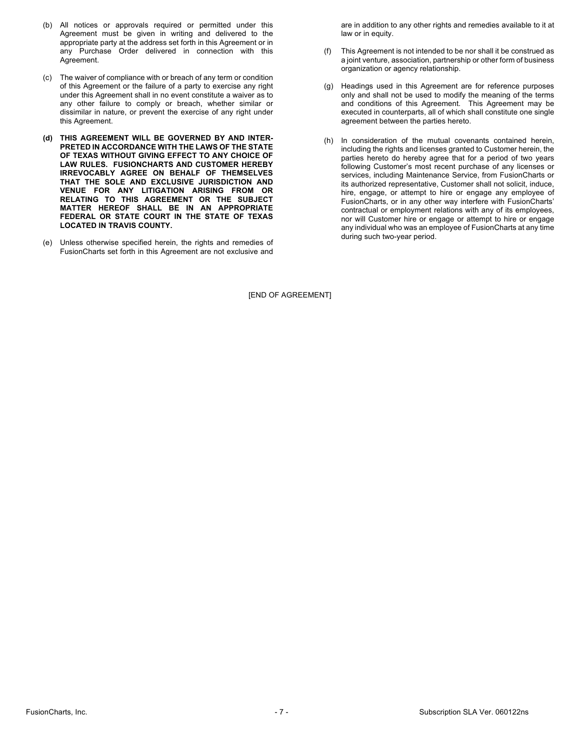(b) All notices or approvals required or permitted under this Agreement must be given in writing and delivered to the appropriate party at the address set forth in this Agreement or in any Purchase Order delivered in connection with this Agreement.

(c) The waiver of compliance with or breach of any term or condition of this Agreement or the failure of a party to exercise any right under this Agreement shall in no event constitute a waiver as to any other failure to comply or breach, whether similar or dissimilar in nature, or prevent the exercise of any right under this Agreement.

**(d) THIS AGREEMENT WILL BE GOVERNED BY AND INTERPRETED IN ACCORDANCE WITH THE LAWS OF THE STATE OF TEXAS WITHOUT GIVING EFFECT TO ANY CHOICE OF LAW RULES. FUSIONCHARTS AND CUSTOMER HEREBY IRREVOCABLY AGREE ON BEHALF OF THEMSELVES THAT THE SOLE AND EXCLUSIVE JURISDICTION AND VENUE FOR ANY LITIGATION ARISING FROM OR RELATING TO THIS AGREEMENT OR THE SUBJECT MATTER HEREOF SHALL BE IN AN APPROPRIATE FEDERAL OR STATE COURT IN THE STATE OF TEXAS LOCATED IN TRAVIS COUNTY.**

(e) Unless otherwise specified herein, the rights and remedies of FusionCharts set forth in this Agreement are not exclusive and are in addition to any other rights and remedies available to it at law or in equity.

(f) This Agreement is not intended to be nor shall it be construed as a joint venture, association, partnership or other form of business organization or agency relationship.

(g) Headings used in this Agreement are for reference purposes only and shall not be used to modify the meaning of the terms and conditions of this Agreement. This Agreement may be executed in counterparts, all of which shall constitute one single agreement between the parties hereto.

(h) In consideration of the mutual covenants contained herein, including the rights and licenses granted to Customer herein, the parties hereto do hereby agree that for a period of two years following Customer's most recent purchase of any licenses or services, including Maintenance Service, from FusionCharts or its authorized representative, Customer shall not solicit, induce, hire, engage, or attempt to hire or engage any employee of FusionCharts, or in any other way interfere with FusionCharts' contractual or employment relations with any of its employees, nor will Customer hire or engage or attempt to hire or engage any individual who was an employee of FusionCharts at any time during such two-year period.

[END OF AGREEMENT]